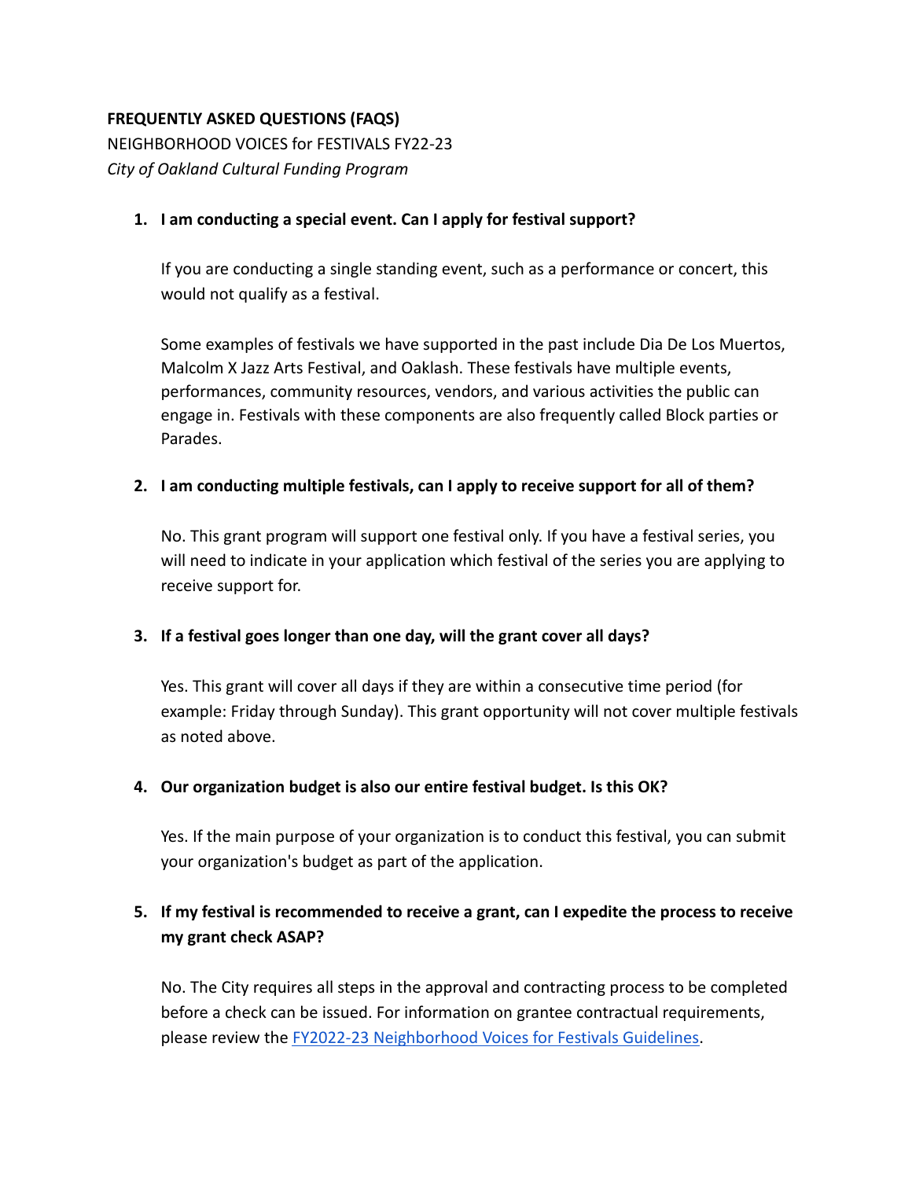**FREQUENTLY ASKED QUESTIONS (FAQS)**

NEIGHBORHOOD VOICES for FESTIVALS FY22-23

*City of Oakland Cultural Funding Program*

1. **I am conducting a special event. Can I apply for festival support?**

   If you are conducting a single standing event, such as a performance or concert, this would not qualify as a festival.

   Some examples of festivals we have supported in the past include Dia De Los Muertos, Malcolm X Jazz Arts Festival, and Oaklash. These festivals have multiple events, performances, community resources, vendors, and various activities the public can engage in. Festivals with these components are also frequently called Block parties or Parades.

2. **I am conducting multiple festivals, can I apply to receive support for all of them?**

   No. This grant program will support one festival only. If you have a festival series, you will need to indicate in your application which festival of the series you are applying to receive support for.

3. **If a festival goes longer than one day, will the grant cover all days?**

   Yes. This grant will cover all days if they are within a consecutive time period (for example: Friday through Sunday). This grant opportunity will not cover multiple festivals as noted above.

4. **Our organization budget is also our entire festival budget. Is this OK?**

   Yes. If the main purpose of your organization is to conduct this festival, you can submit your organization's budget as part of the application.

5. **If my festival is recommended to receive a grant, can I expedite the process to receive my grant check ASAP?**

   No. The City requires all steps in the approval and contracting process to be completed before a check can be issued. For information on grantee contractual requirements, please review the FY2022-23 Neighborhood Voices for Festivals Guidelines.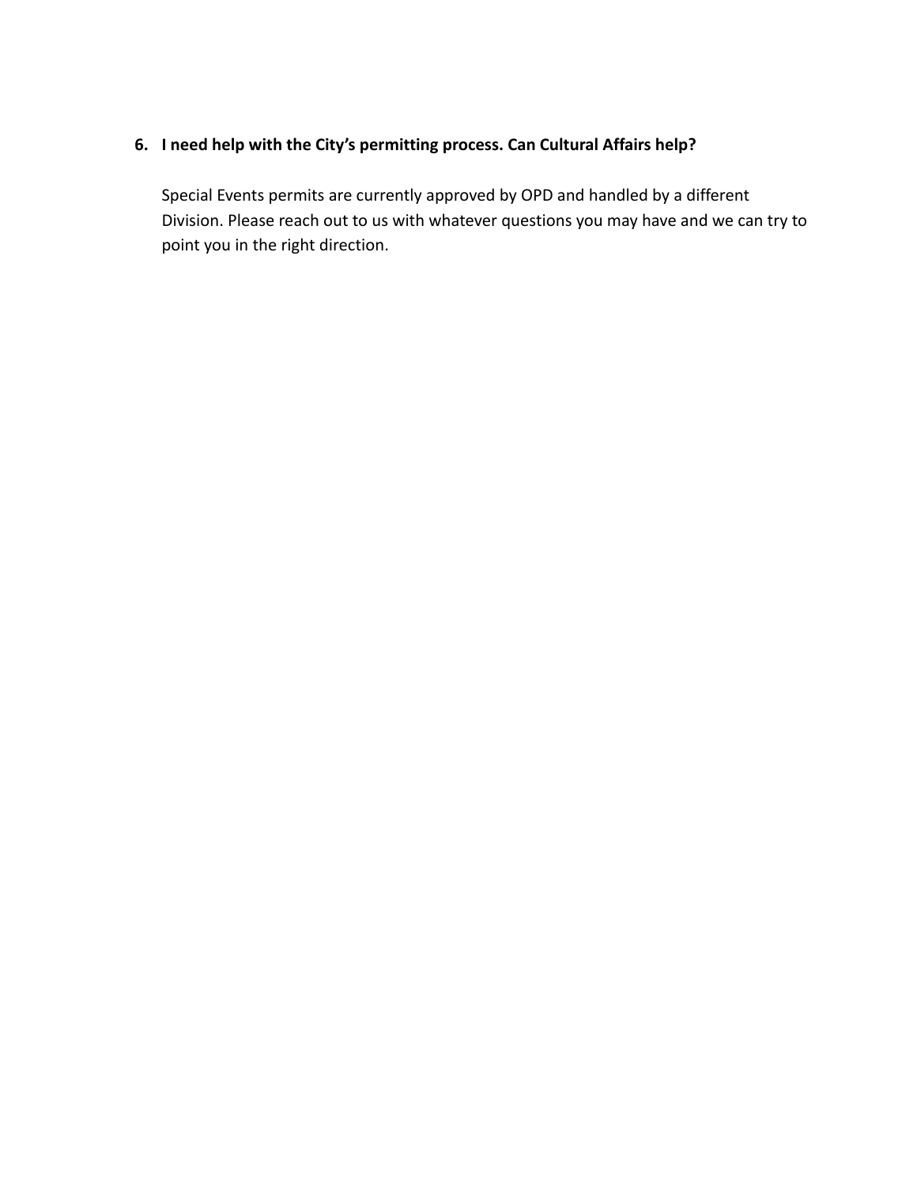6. **I need help with the City's permitting process. Can Cultural Affairs help?**

   Special Events permits are currently approved by OPD and handled by a different Division. Please reach out to us with whatever questions you may have and we can try to point you in the right direction.